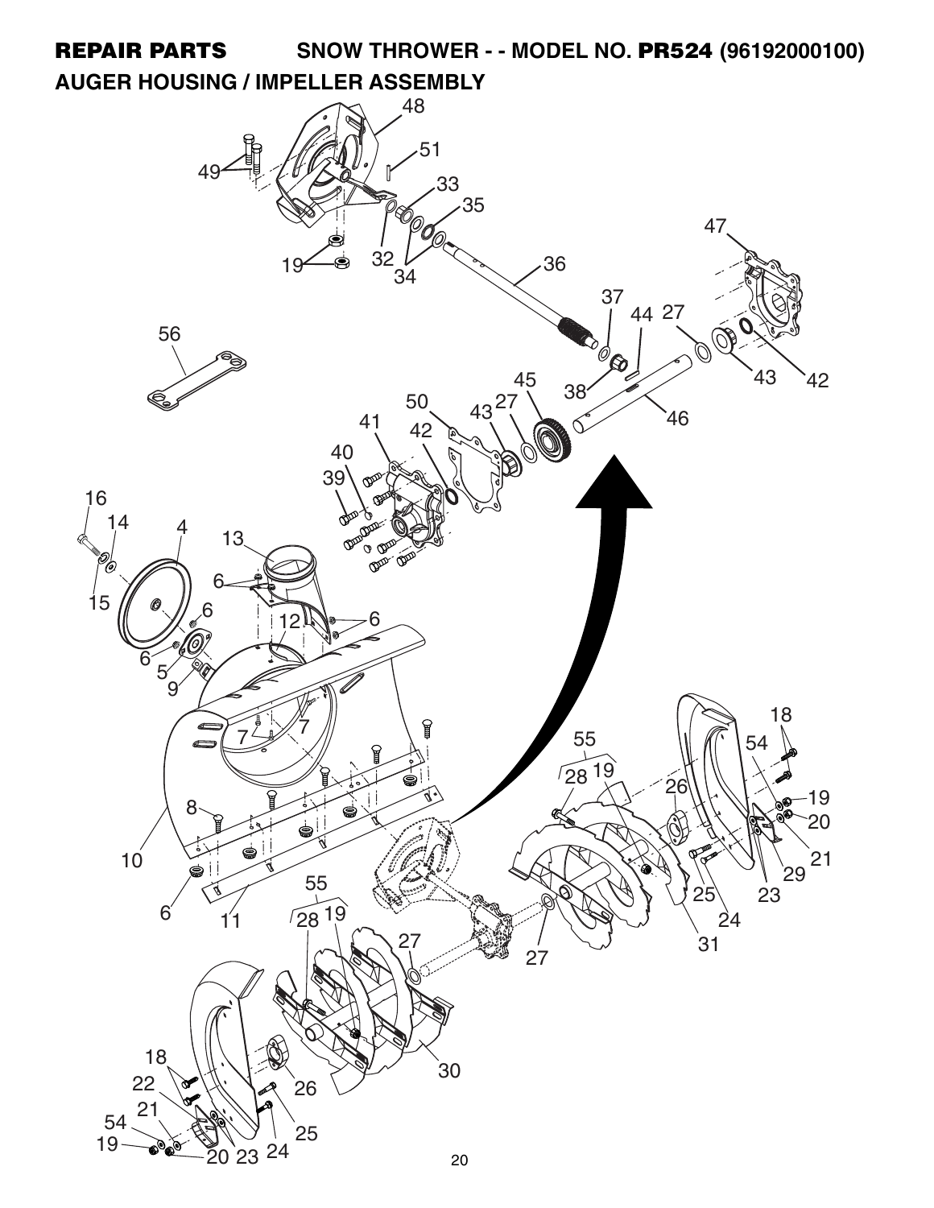# REPAIR PARTS SNOW THROWER - - MODEL NO. PR524 (96192000100)

## AUGER HOUSING / IMPELLER ASSEMBLY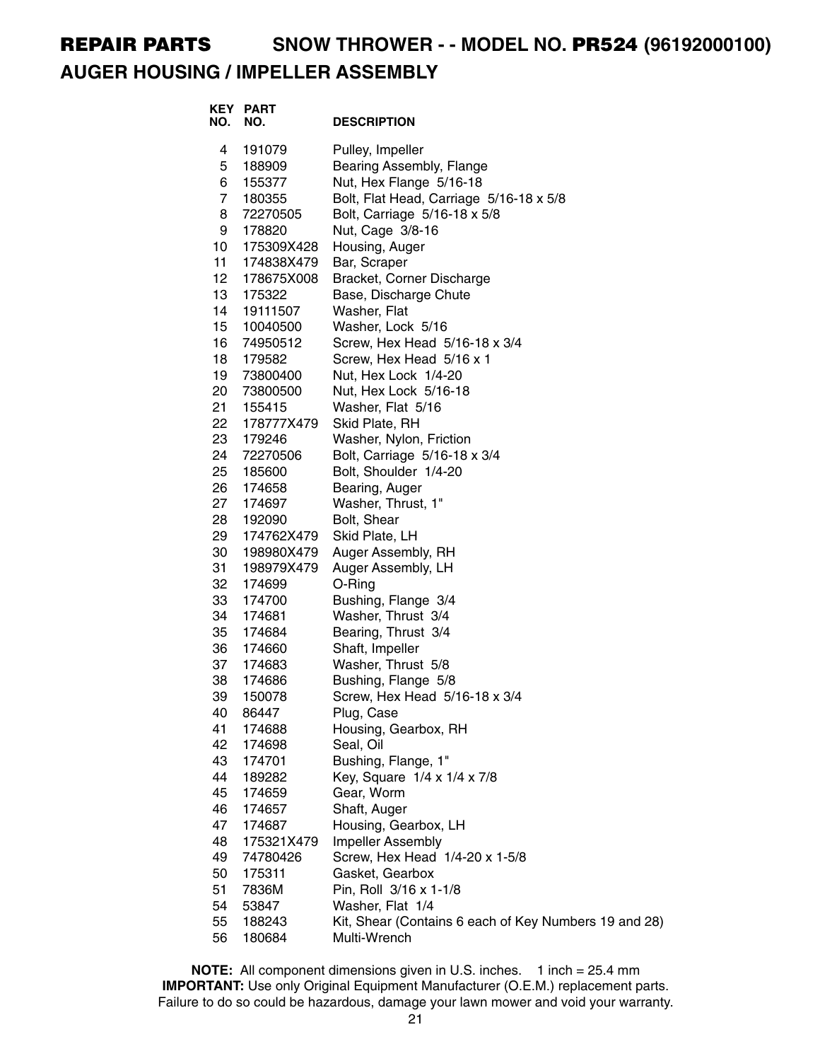# REPAIR PARTS SNOW THROWER - - MODEL NO. PR524 (96192000100)

## AUGER HOUSING / IMPELLER ASSEMBLY

| KEY NO. | PART NO. | DESCRIPTION |
|---|---|---|
| 4 | 191079 | Pulley, Impeller |
| 5 | 188909 | Bearing Assembly, Flange |
| 6 | 155377 | Nut, Hex Flange 5/16-18 |
| 7 | 180355 | Bolt, Flat Head, Carriage 5/16-18 x 5/8 |
| 8 | 72270505 | Bolt, Carriage 5/16-18 x 5/8 |
| 9 | 178820 | Nut, Cage 3/8-16 |
| 10 | 175309X428 | Housing, Auger |
| 11 | 174838X479 | Bar, Scraper |
| 12 | 178675X008 | Bracket, Corner Discharge |
| 13 | 175322 | Base, Discharge Chute |
| 14 | 19111507 | Washer, Flat |
| 15 | 10040500 | Washer, Lock 5/16 |
| 16 | 74950512 | Screw, Hex Head 5/16-18 x 3/4 |
| 18 | 179582 | Screw, Hex Head 5/16 x 1 |
| 19 | 73800400 | Nut, Hex Lock 1/4-20 |
| 20 | 73800500 | Nut, Hex Lock 5/16-18 |
| 21 | 155415 | Washer, Flat 5/16 |
| 22 | 178777X479 | Skid Plate, RH |
| 23 | 179246 | Washer, Nylon, Friction |
| 24 | 72270506 | Bolt, Carriage 5/16-18 x 3/4 |
| 25 | 185600 | Bolt, Shoulder 1/4-20 |
| 26 | 174658 | Bearing, Auger |
| 27 | 174697 | Washer, Thrust, 1" |
| 28 | 192090 | Bolt, Shear |
| 29 | 174762X479 | Skid Plate, LH |
| 30 | 198980X479 | Auger Assembly, RH |
| 31 | 198979X479 | Auger Assembly, LH |
| 32 | 174699 | O-Ring |
| 33 | 174700 | Bushing, Flange 3/4 |
| 34 | 174681 | Washer, Thrust 3/4 |
| 35 | 174684 | Bearing, Thrust 3/4 |
| 36 | 174660 | Shaft, Impeller |
| 37 | 174683 | Washer, Thrust 5/8 |
| 38 | 174686 | Bushing, Flange 5/8 |
| 39 | 150078 | Screw, Hex Head 5/16-18 x 3/4 |
| 40 | 86447 | Plug, Case |
| 41 | 174688 | Housing, Gearbox, RH |
| 42 | 174698 | Seal, Oil |
| 43 | 174701 | Bushing, Flange, 1" |
| 44 | 189282 | Key, Square 1/4 x 1/4 x 7/8 |
| 45 | 174659 | Gear, Worm |
| 46 | 174657 | Shaft, Auger |
| 47 | 174687 | Housing, Gearbox, LH |
| 48 | 175321X479 | Impeller Assembly |
| 49 | 74780426 | Screw, Hex Head 1/4-20 x 1-5/8 |
| 50 | 175311 | Gasket, Gearbox |
| 51 | 7836M | Pin, Roll 3/16 x 1-1/8 |
| 54 | 53847 | Washer, Flat 1/4 |
| 55 | 188243 | Kit, Shear (Contains 6 each of Key Numbers 19 and 28) |
| 56 | 180684 | Multi-Wrench |

**NOTE:** All component dimensions given in U.S. inches. 1 inch = 25.4 mm
**IMPORTANT:** Use only Original Equipment Manufacturer (O.E.M.) replacement parts. Failure to do so could be hazardous, damage your lawn mower and void your warranty.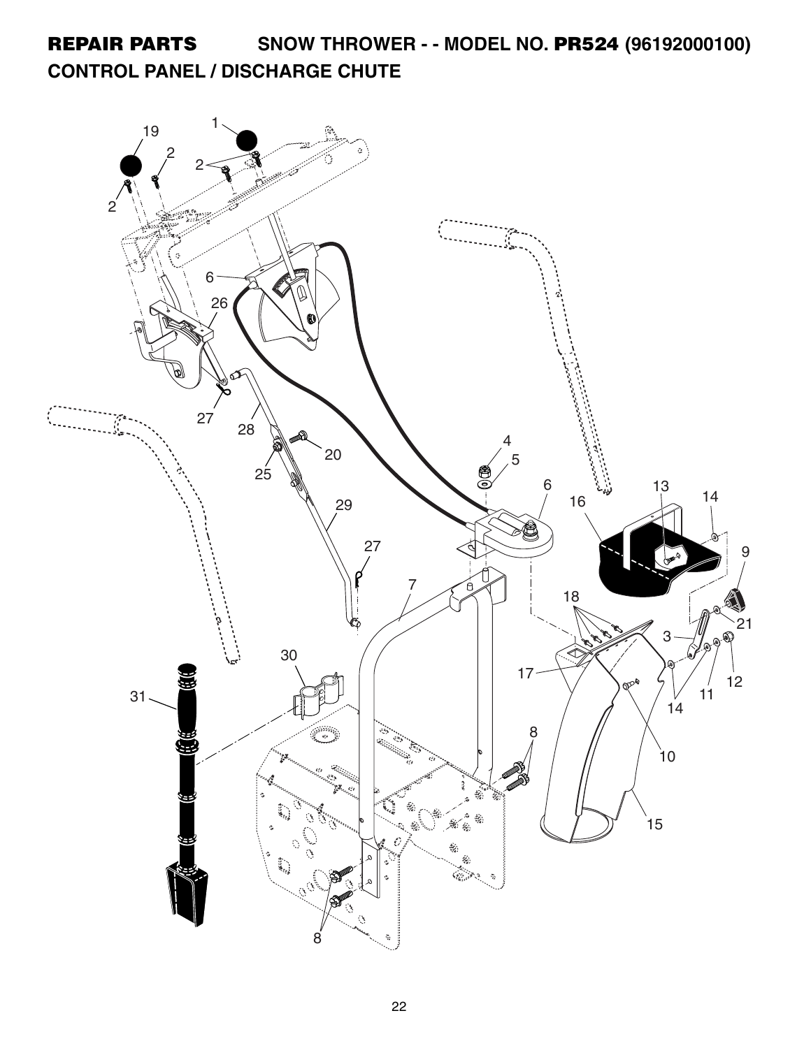# REPAIR PARTS SNOW THROWER - - MODEL NO. PR524 (96192000100)

## CONTROL PANEL / DISCHARGE CHUTE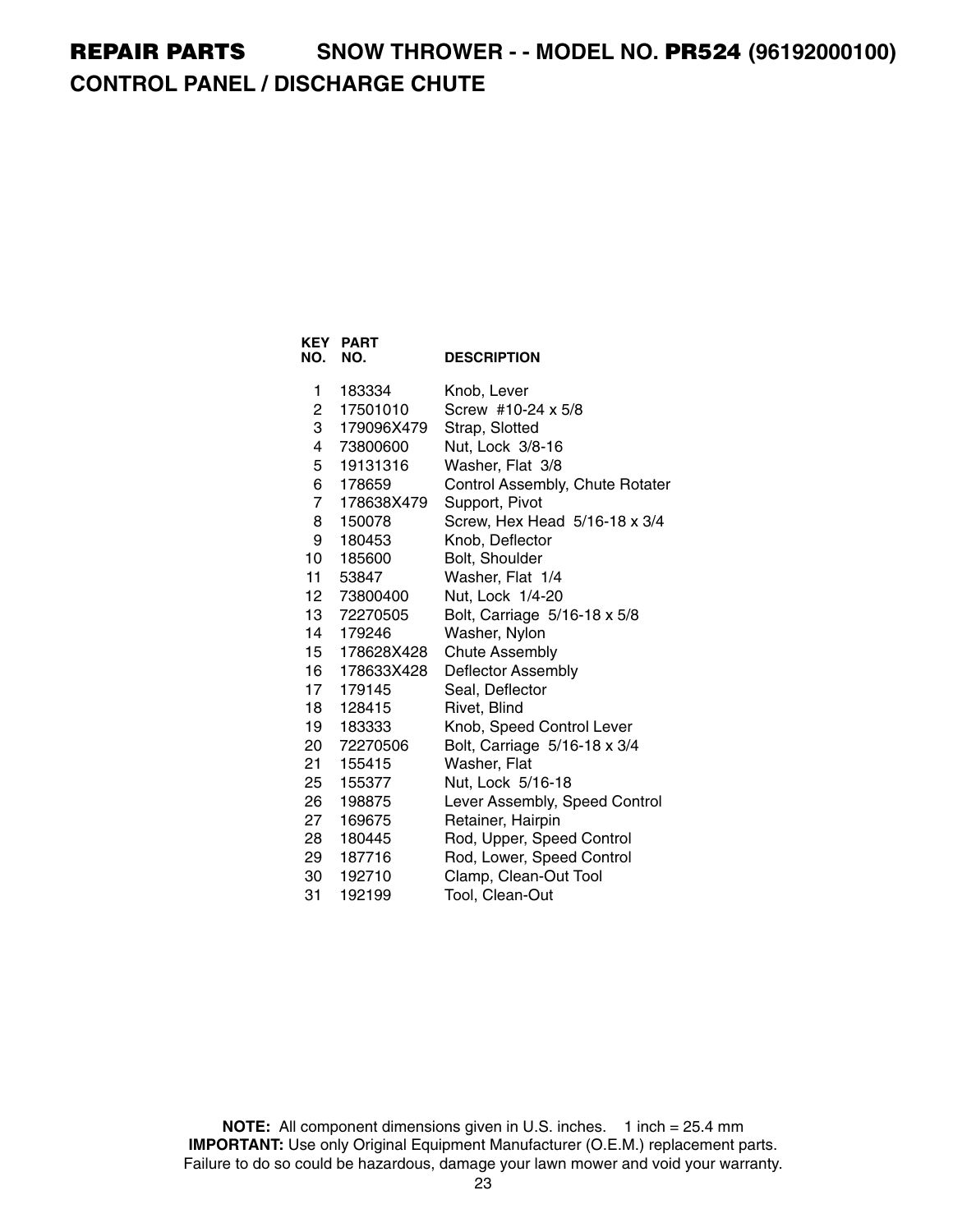# REPAIR PARTS SNOW THROWER - - MODEL NO. PR524 (96192000100)

## CONTROL PANEL / DISCHARGE CHUTE

| KEY NO. | PART NO. | DESCRIPTION |
|---|---|---|
| 1 | 183334 | Knob, Lever |
| 2 | 17501010 | Screw #10-24 x 5/8 |
| 3 | 179096X479 | Strap, Slotted |
| 4 | 73800600 | Nut, Lock 3/8-16 |
| 5 | 19131316 | Washer, Flat 3/8 |
| 6 | 178659 | Control Assembly, Chute Rotater |
| 7 | 178638X479 | Support, Pivot |
| 8 | 150078 | Screw, Hex Head 5/16-18 x 3/4 |
| 9 | 180453 | Knob, Deflector |
| 10 | 185600 | Bolt, Shoulder |
| 11 | 53847 | Washer, Flat 1/4 |
| 12 | 73800400 | Nut, Lock 1/4-20 |
| 13 | 72270505 | Bolt, Carriage 5/16-18 x 5/8 |
| 14 | 179246 | Washer, Nylon |
| 15 | 178628X428 | Chute Assembly |
| 16 | 178633X428 | Deflector Assembly |
| 17 | 179145 | Seal, Deflector |
| 18 | 128415 | Rivet, Blind |
| 19 | 183333 | Knob, Speed Control Lever |
| 20 | 72270506 | Bolt, Carriage 5/16-18 x 3/4 |
| 21 | 155415 | Washer, Flat |
| 25 | 155377 | Nut, Lock 5/16-18 |
| 26 | 198875 | Lever Assembly, Speed Control |
| 27 | 169675 | Retainer, Hairpin |
| 28 | 180445 | Rod, Upper, Speed Control |
| 29 | 187716 | Rod, Lower, Speed Control |
| 30 | 192710 | Clamp, Clean-Out Tool |
| 31 | 192199 | Tool, Clean-Out |

**NOTE:** All component dimensions given in U.S. inches. 1 inch = 25.4 mm
**IMPORTANT:** Use only Original Equipment Manufacturer (O.E.M.) replacement parts. Failure to do so could be hazardous, damage your lawn mower and void your warranty.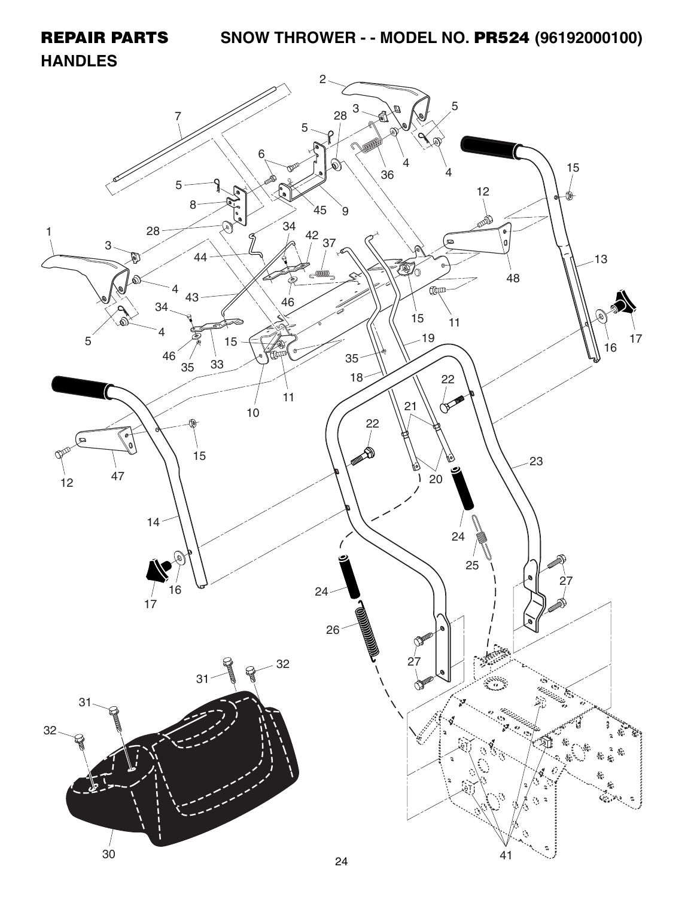# REPAIR PARTS SNOW THROWER - - MODEL NO. PR524 (96192000100)

## HANDLES

2 3 5 28 7 5 6 4 4 36 15 5 12 8 45 9 28 34 42 37 1 3 44 13 48 4 43 46 15 11 34 4 15 5 11 46 35 33 19 17 16 35 10 11 18 22 21 22 15 47 20 23 12 14 24 25 27 17 16 24 26 27 32 31 31 32 30 41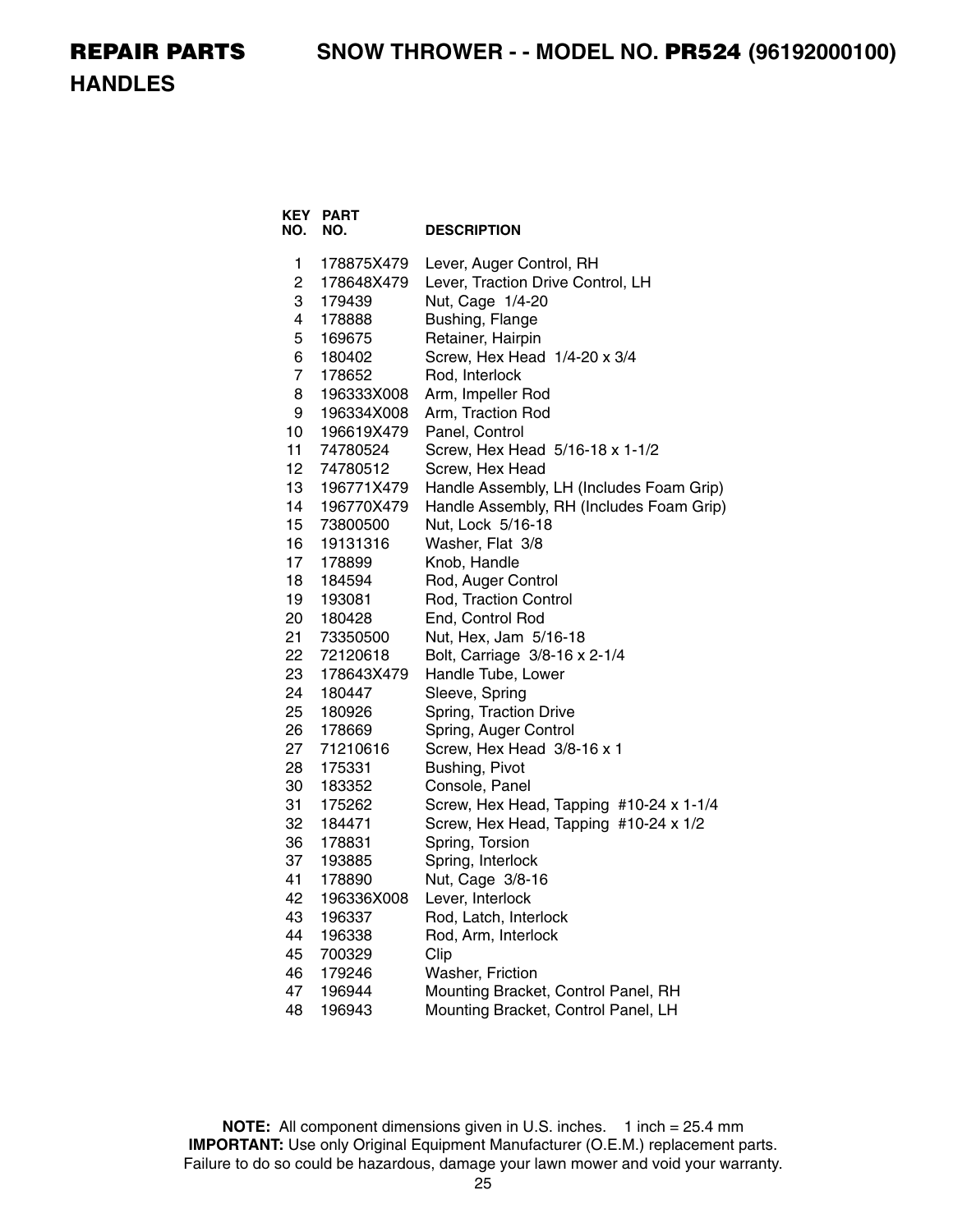# REPAIR PARTS SNOW THROWER - - MODEL NO. PR524 (96192000100)

## HANDLES

| KEY NO. | PART NO. | DESCRIPTION |
|---|---|---|
| 1 | 178875X479 | Lever, Auger Control, RH |
| 2 | 178648X479 | Lever, Traction Drive Control, LH |
| 3 | 179439 | Nut, Cage 1/4-20 |
| 4 | 178888 | Bushing, Flange |
| 5 | 169675 | Retainer, Hairpin |
| 6 | 180402 | Screw, Hex Head 1/4-20 x 3/4 |
| 7 | 178652 | Rod, Interlock |
| 8 | 196333X008 | Arm, Impeller Rod |
| 9 | 196334X008 | Arm, Traction Rod |
| 10 | 196619X479 | Panel, Control |
| 11 | 74780524 | Screw, Hex Head 5/16-18 x 1-1/2 |
| 12 | 74780512 | Screw, Hex Head |
| 13 | 196771X479 | Handle Assembly, LH (Includes Foam Grip) |
| 14 | 196770X479 | Handle Assembly, RH (Includes Foam Grip) |
| 15 | 73800500 | Nut, Lock 5/16-18 |
| 16 | 19131316 | Washer, Flat 3/8 |
| 17 | 178899 | Knob, Handle |
| 18 | 184594 | Rod, Auger Control |
| 19 | 193081 | Rod, Traction Control |
| 20 | 180428 | End, Control Rod |
| 21 | 73350500 | Nut, Hex, Jam 5/16-18 |
| 22 | 72120618 | Bolt, Carriage 3/8-16 x 2-1/4 |
| 23 | 178643X479 | Handle Tube, Lower |
| 24 | 180447 | Sleeve, Spring |
| 25 | 180926 | Spring, Traction Drive |
| 26 | 178669 | Spring, Auger Control |
| 27 | 71210616 | Screw, Hex Head 3/8-16 x 1 |
| 28 | 175331 | Bushing, Pivot |
| 30 | 183352 | Console, Panel |
| 31 | 175262 | Screw, Hex Head, Tapping #10-24 x 1-1/4 |
| 32 | 184471 | Screw, Hex Head, Tapping #10-24 x 1/2 |
| 36 | 178831 | Spring, Torsion |
| 37 | 193885 | Spring, Interlock |
| 41 | 178890 | Nut, Cage 3/8-16 |
| 42 | 196336X008 | Lever, Interlock |
| 43 | 196337 | Rod, Latch, Interlock |
| 44 | 196338 | Rod, Arm, Interlock |
| 45 | 700329 | Clip |
| 46 | 179246 | Washer, Friction |
| 47 | 196944 | Mounting Bracket, Control Panel, RH |
| 48 | 196943 | Mounting Bracket, Control Panel, LH |

**NOTE:** All component dimensions given in U.S. inches. 1 inch = 25.4 mm
**IMPORTANT:** Use only Original Equipment Manufacturer (O.E.M.) replacement parts. Failure to do so could be hazardous, damage your lawn mower and void your warranty.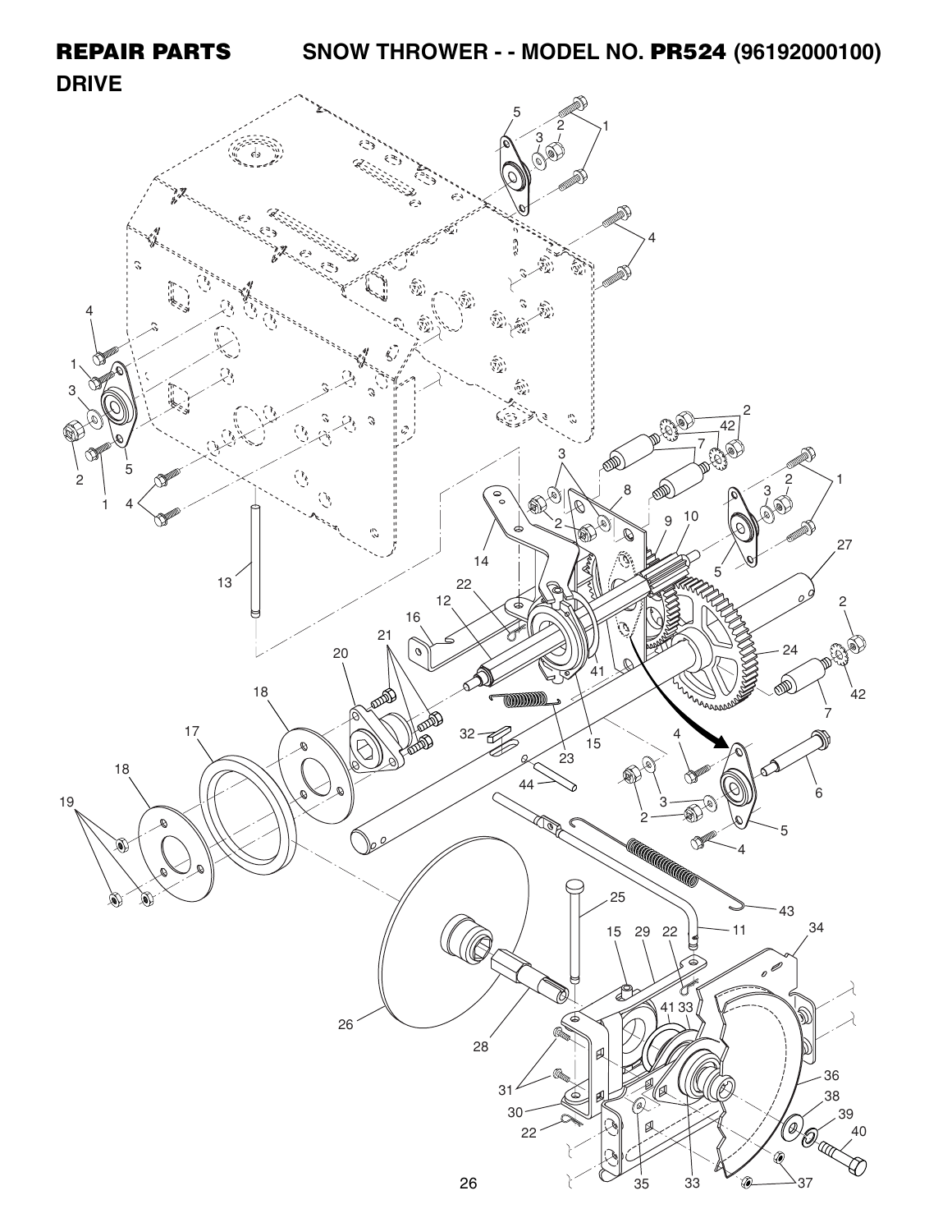**REPAIR PARTS** SNOW THROWER - - MODEL NO. **PR524** (96192000100)

**DRIVE**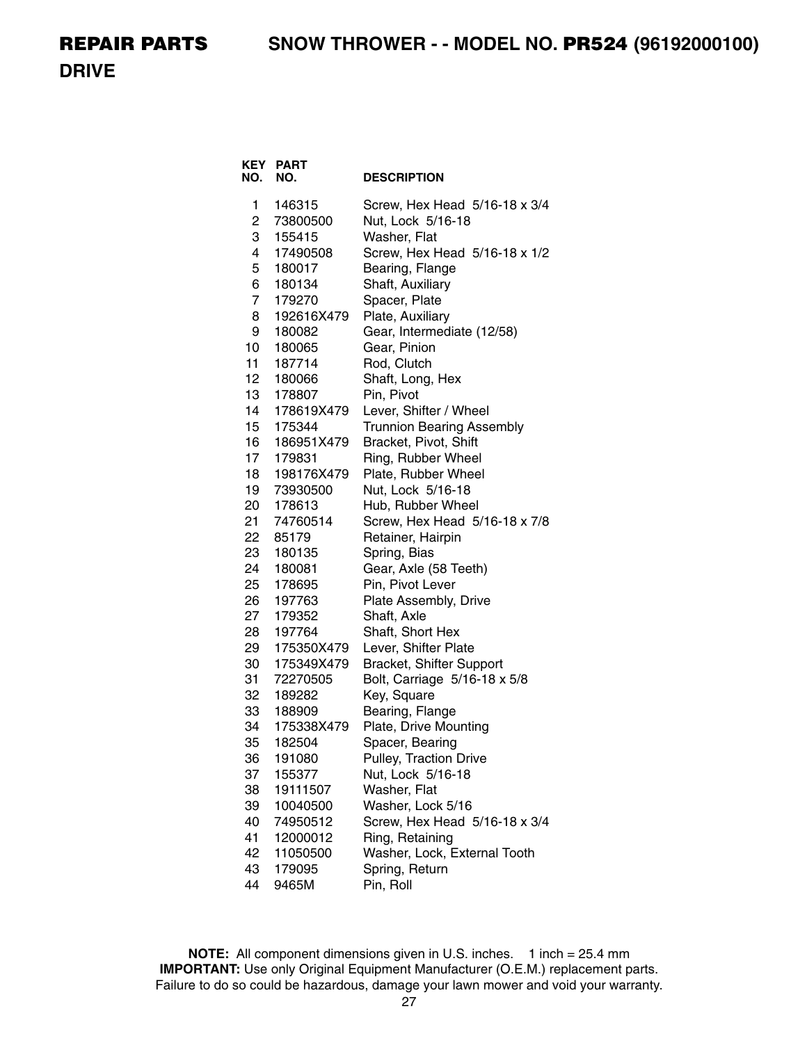# REPAIR PARTS SNOW THROWER - - MODEL NO. PR524 (96192000100)

## DRIVE

| KEY NO. | PART NO. | DESCRIPTION |
|---|---|---|
| 1 | 146315 | Screw, Hex Head 5/16-18 x 3/4 |
| 2 | 73800500 | Nut, Lock 5/16-18 |
| 3 | 155415 | Washer, Flat |
| 4 | 17490508 | Screw, Hex Head 5/16-18 x 1/2 |
| 5 | 180017 | Bearing, Flange |
| 6 | 180134 | Shaft, Auxiliary |
| 7 | 179270 | Spacer, Plate |
| 8 | 192616X479 | Plate, Auxiliary |
| 9 | 180082 | Gear, Intermediate (12/58) |
| 10 | 180065 | Gear, Pinion |
| 11 | 187714 | Rod, Clutch |
| 12 | 180066 | Shaft, Long, Hex |
| 13 | 178807 | Pin, Pivot |
| 14 | 178619X479 | Lever, Shifter / Wheel |
| 15 | 175344 | Trunnion Bearing Assembly |
| 16 | 186951X479 | Bracket, Pivot, Shift |
| 17 | 179831 | Ring, Rubber Wheel |
| 18 | 198176X479 | Plate, Rubber Wheel |
| 19 | 73930500 | Nut, Lock 5/16-18 |
| 20 | 178613 | Hub, Rubber Wheel |
| 21 | 74760514 | Screw, Hex Head 5/16-18 x 7/8 |
| 22 | 85179 | Retainer, Hairpin |
| 23 | 180135 | Spring, Bias |
| 24 | 180081 | Gear, Axle (58 Teeth) |
| 25 | 178695 | Pin, Pivot Lever |
| 26 | 197763 | Plate Assembly, Drive |
| 27 | 179352 | Shaft, Axle |
| 28 | 197764 | Shaft, Short Hex |
| 29 | 175350X479 | Lever, Shifter Plate |
| 30 | 175349X479 | Bracket, Shifter Support |
| 31 | 72270505 | Bolt, Carriage 5/16-18 x 5/8 |
| 32 | 189282 | Key, Square |
| 33 | 188909 | Bearing, Flange |
| 34 | 175338X479 | Plate, Drive Mounting |
| 35 | 182504 | Spacer, Bearing |
| 36 | 191080 | Pulley, Traction Drive |
| 37 | 155377 | Nut, Lock 5/16-18 |
| 38 | 19111507 | Washer, Flat |
| 39 | 10040500 | Washer, Lock 5/16 |
| 40 | 74950512 | Screw, Hex Head 5/16-18 x 3/4 |
| 41 | 12000012 | Ring, Retaining |
| 42 | 11050500 | Washer, Lock, External Tooth |
| 43 | 179095 | Spring, Return |
| 44 | 9465M | Pin, Roll |

**NOTE:** All component dimensions given in U.S. inches. 1 inch = 25.4 mm
**IMPORTANT:** Use only Original Equipment Manufacturer (O.E.M.) replacement parts. Failure to do so could be hazardous, damage your lawn mower and void your warranty.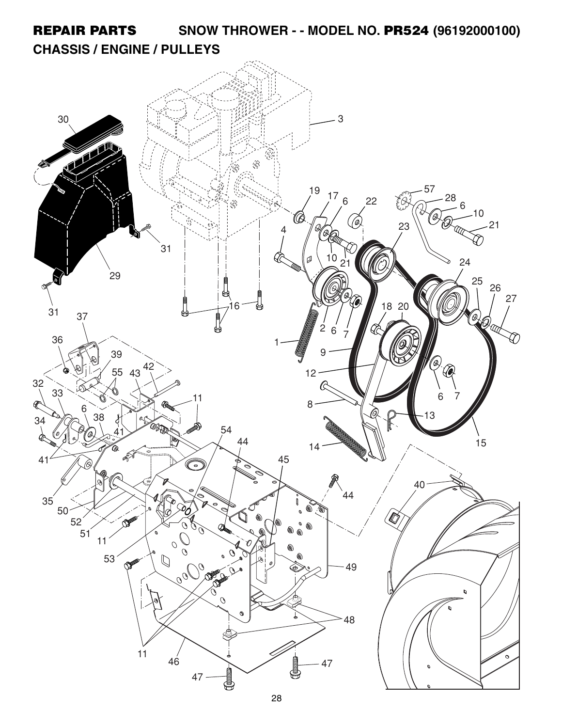**REPAIR PARTS** SNOW THROWER - - MODEL NO. **PR524** (96192000100)

**CHASSIS / ENGINE / PULLEYS**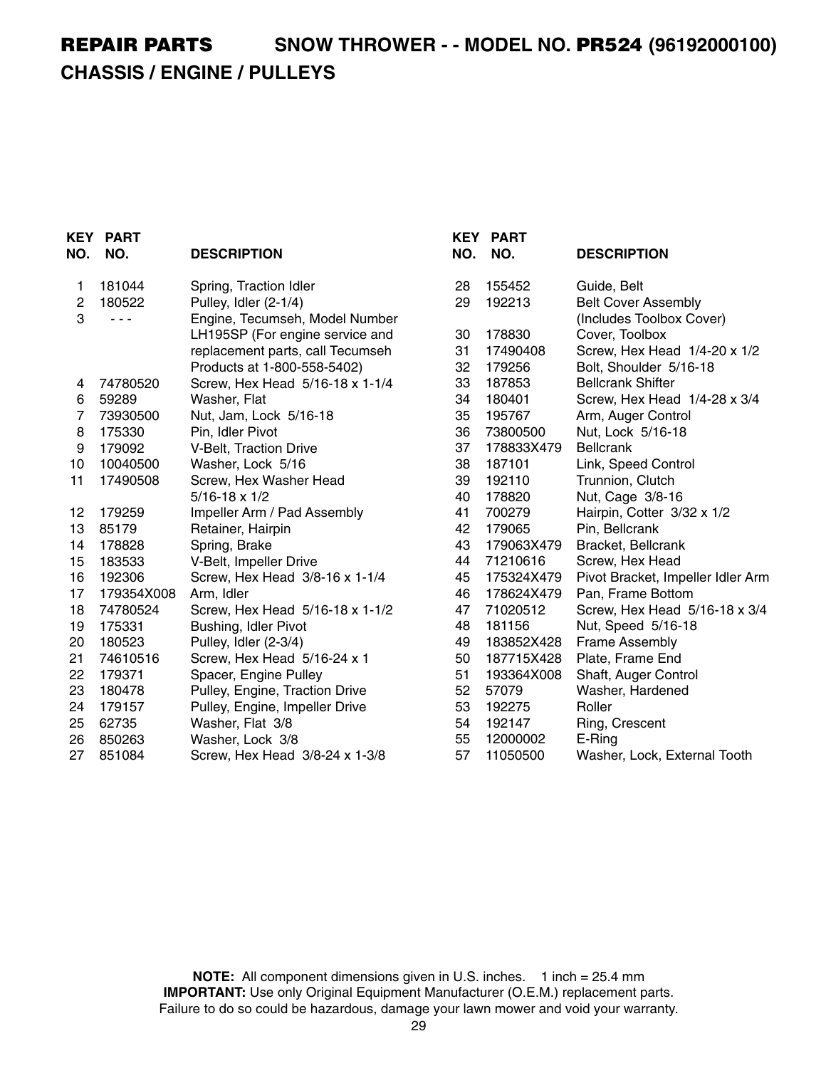# REPAIR PARTS SNOW THROWER - - MODEL NO. PR524 (96192000100)

## CHASSIS / ENGINE / PULLEYS

| KEY NO. | PART NO. | DESCRIPTION |
|---|---|---|
| 1 | 181044 | Spring, Traction Idler |
| 2 | 180522 | Pulley, Idler (2-1/4) |
| 3 | - - - | Engine, Tecumseh, Model Number LH195SP (For engine service and replacement parts, call Tecumseh Products at 1-800-558-5402) |
| 4 | 74780520 | Screw, Hex Head 5/16-18 x 1-1/4 |
| 6 | 59289 | Washer, Flat |
| 7 | 73930500 | Nut, Jam, Lock 5/16-18 |
| 8 | 175330 | Pin, Idler Pivot |
| 9 | 179092 | V-Belt, Traction Drive |
| 10 | 10040500 | Washer, Lock 5/16 |
| 11 | 17490508 | Screw, Hex Washer Head 5/16-18 x 1/2 |
| 12 | 179259 | Impeller Arm / Pad Assembly |
| 13 | 85179 | Retainer, Hairpin |
| 14 | 178828 | Spring, Brake |
| 15 | 183533 | V-Belt, Impeller Drive |
| 16 | 192306 | Screw, Hex Head 3/8-16 x 1-1/4 |
| 17 | 179354X008 | Arm, Idler |
| 18 | 74780524 | Screw, Hex Head 5/16-18 x 1-1/2 |
| 19 | 175331 | Bushing, Idler Pivot |
| 20 | 180523 | Pulley, Idler (2-3/4) |
| 21 | 74610516 | Screw, Hex Head 5/16-24 x 1 |
| 22 | 179371 | Spacer, Engine Pulley |
| 23 | 180478 | Pulley, Engine, Traction Drive |
| 24 | 179157 | Pulley, Engine, Impeller Drive |
| 25 | 62735 | Washer, Flat 3/8 |
| 26 | 850263 | Washer, Lock 3/8 |
| 27 | 851084 | Screw, Hex Head 3/8-24 x 1-3/8 |
| 28 | 155452 | Guide, Belt |
| 29 | 192213 | Belt Cover Assembly (Includes Toolbox Cover) |
| 30 | 178830 | Cover, Toolbox |
| 31 | 17490408 | Screw, Hex Head 1/4-20 x 1/2 |
| 32 | 179256 | Bolt, Shoulder 5/16-18 |
| 33 | 187853 | Bellcrank Shifter |
| 34 | 180401 | Screw, Hex Head 1/4-28 x 3/4 |
| 35 | 195767 | Arm, Auger Control |
| 36 | 73800500 | Nut, Lock 5/16-18 |
| 37 | 178833X479 | Bellcrank |
| 38 | 187101 | Link, Speed Control |
| 39 | 192110 | Trunnion, Clutch |
| 40 | 178820 | Nut, Cage 3/8-16 |
| 41 | 700279 | Hairpin, Cotter 3/32 x 1/2 |
| 42 | 179065 | Pin, Bellcrank |
| 43 | 179063X479 | Bracket, Bellcrank |
| 44 | 71210616 | Screw, Hex Head |
| 45 | 175324X479 | Pivot Bracket, Impeller Idler Arm |
| 46 | 178624X479 | Pan, Frame Bottom |
| 47 | 71020512 | Screw, Hex Head 5/16-18 x 3/4 |
| 48 | 181156 | Nut, Speed 5/16-18 |
| 49 | 183852X428 | Frame Assembly |
| 50 | 187715X428 | Plate, Frame End |
| 51 | 193364X008 | Shaft, Auger Control |
| 52 | 57079 | Washer, Hardened |
| 53 | 192275 | Roller |
| 54 | 192147 | Ring, Crescent |
| 55 | 12000002 | E-Ring |
| 57 | 11050500 | Washer, Lock, External Tooth |

**NOTE:** All component dimensions given in U.S. inches. 1 inch = 25.4 mm
**IMPORTANT:** Use only Original Equipment Manufacturer (O.E.M.) replacement parts. Failure to do so could be hazardous, damage your lawn mower and void your warranty.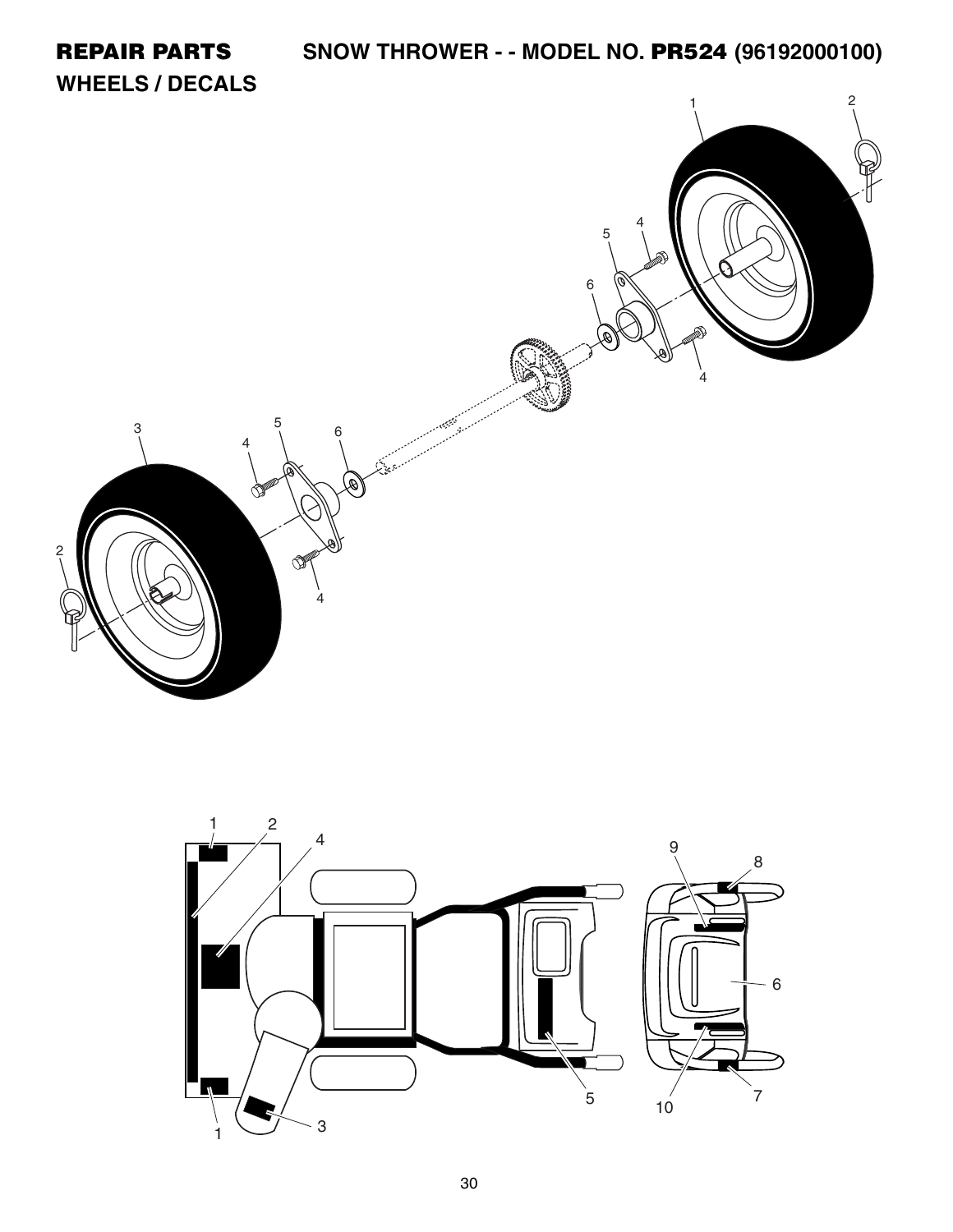# REPAIR PARTS SNOW THROWER - - MODEL NO. PR524 (96192000100)

## WHEELS / DECALS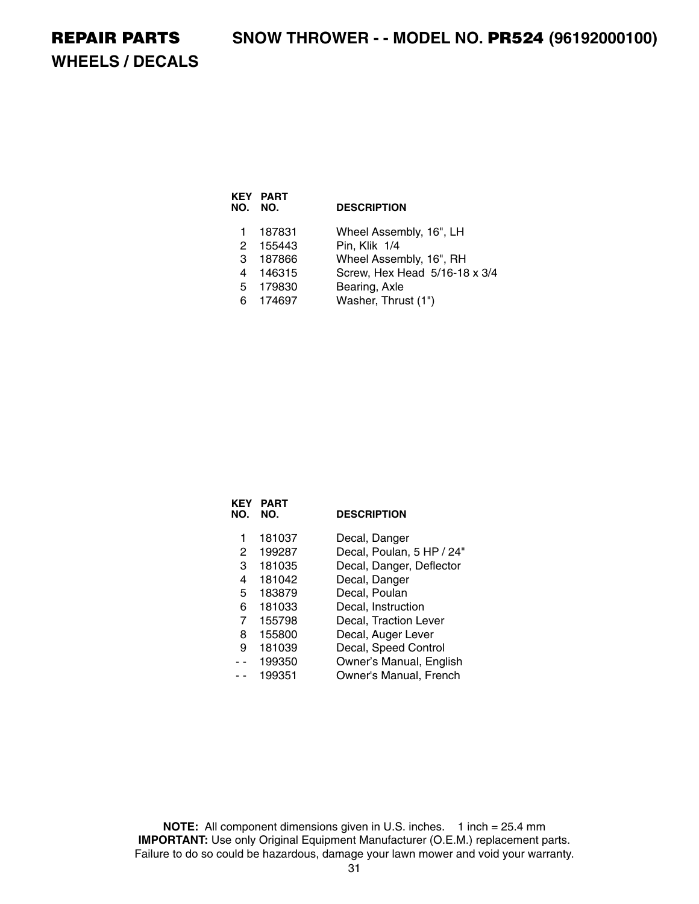# REPAIR PARTS SNOW THROWER - - MODEL NO. PR524 (96192000100)

## WHEELS / DECALS

| KEY NO. | PART NO. | DESCRIPTION |
|---|---|---|
| 1 | 187831 | Wheel Assembly, 16", LH |
| 2 | 155443 | Pin, Klik 1/4 |
| 3 | 187866 | Wheel Assembly, 16", RH |
| 4 | 146315 | Screw, Hex Head 5/16-18 x 3/4 |
| 5 | 179830 | Bearing, Axle |
| 6 | 174697 | Washer, Thrust (1") |

| KEY NO. | PART NO. | DESCRIPTION |
|---|---|---|
| 1 | 181037 | Decal, Danger |
| 2 | 199287 | Decal, Poulan, 5 HP / 24" |
| 3 | 181035 | Decal, Danger, Deflector |
| 4 | 181042 | Decal, Danger |
| 5 | 183879 | Decal, Poulan |
| 6 | 181033 | Decal, Instruction |
| 7 | 155798 | Decal, Traction Lever |
| 8 | 155800 | Decal, Auger Lever |
| 9 | 181039 | Decal, Speed Control |
| - - | 199350 | Owner's Manual, English |
| - - | 199351 | Owner's Manual, French |

**NOTE:** All component dimensions given in U.S. inches. 1 inch = 25.4 mm
**IMPORTANT:** Use only Original Equipment Manufacturer (O.E.M.) replacement parts. Failure to do so could be hazardous, damage your lawn mower and void your warranty.